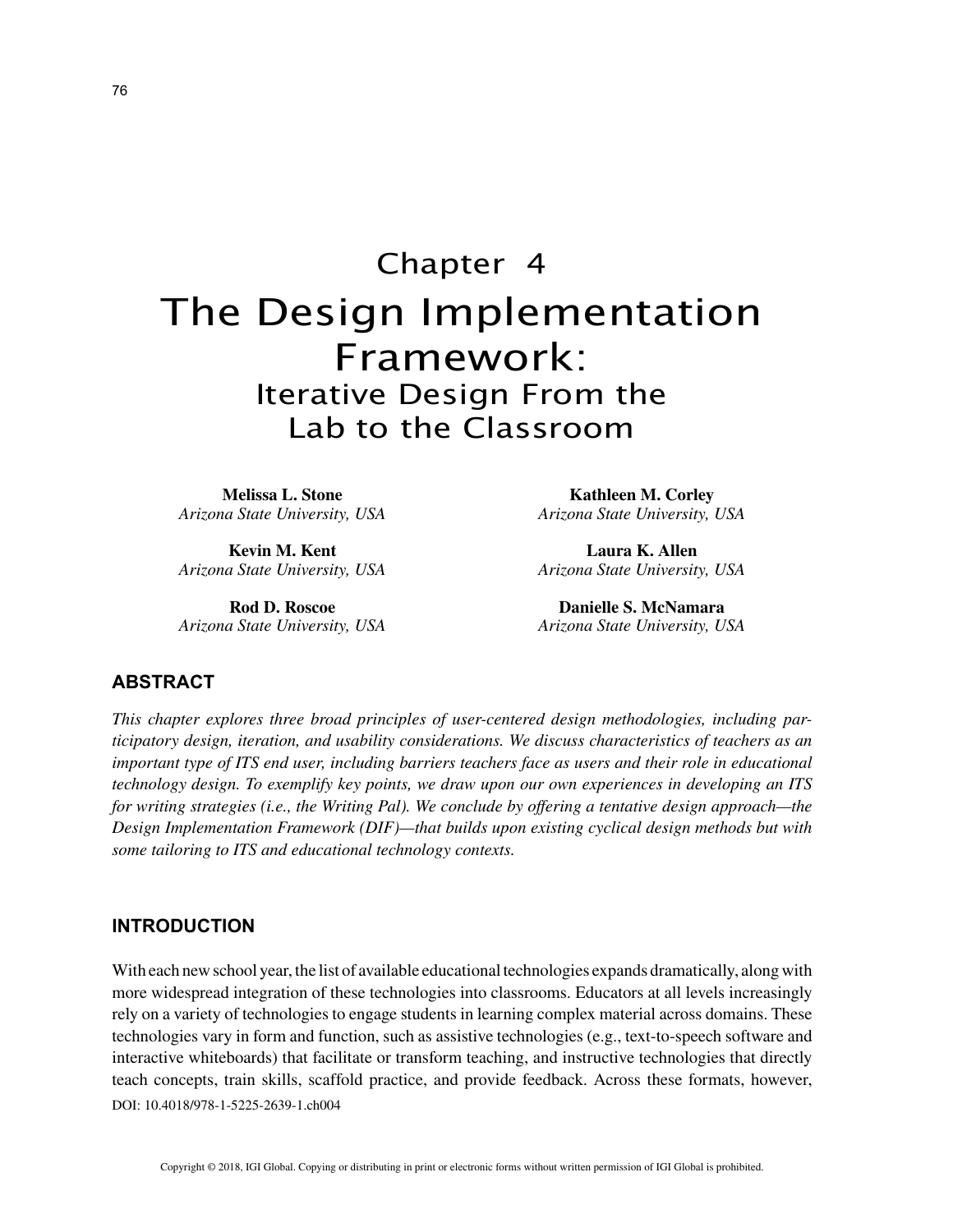# Chapter 4

# The Design Implementation Framework:

## Iterative Design From the Lab to the Classroom

**Melissa L. Stone**
*Arizona State University, USA*

**Kevin M. Kent**
*Arizona State University, USA*

**Rod D. Roscoe**
*Arizona State University, USA*

**Kathleen M. Corley**
*Arizona State University, USA*

**Laura K. Allen**
*Arizona State University, USA*

**Danielle S. McNamara**
*Arizona State University, USA*

## ABSTRACT

*This chapter explores three broad principles of user-centered design methodologies, including participatory design, iteration, and usability considerations. We discuss characteristics of teachers as an important type of ITS end user, including barriers teachers face as users and their role in educational technology design. To exemplify key points, we draw upon our own experiences in developing an ITS for writing strategies (i.e., the Writing Pal). We conclude by offering a tentative design approach—the Design Implementation Framework (DIF)—that builds upon existing cyclical design methods but with some tailoring to ITS and educational technology contexts.*

## INTRODUCTION

With each new school year, the list of available educational technologies expands dramatically, along with more widespread integration of these technologies into classrooms. Educators at all levels increasingly rely on a variety of technologies to engage students in learning complex material across domains. These technologies vary in form and function, such as assistive technologies (e.g., text-to-speech software and interactive whiteboards) that facilitate or transform teaching, and instructive technologies that directly teach concepts, train skills, scaffold practice, and provide feedback. Across these formats, however,

DOI: 10.4018/978-1-5225-2639-1.ch004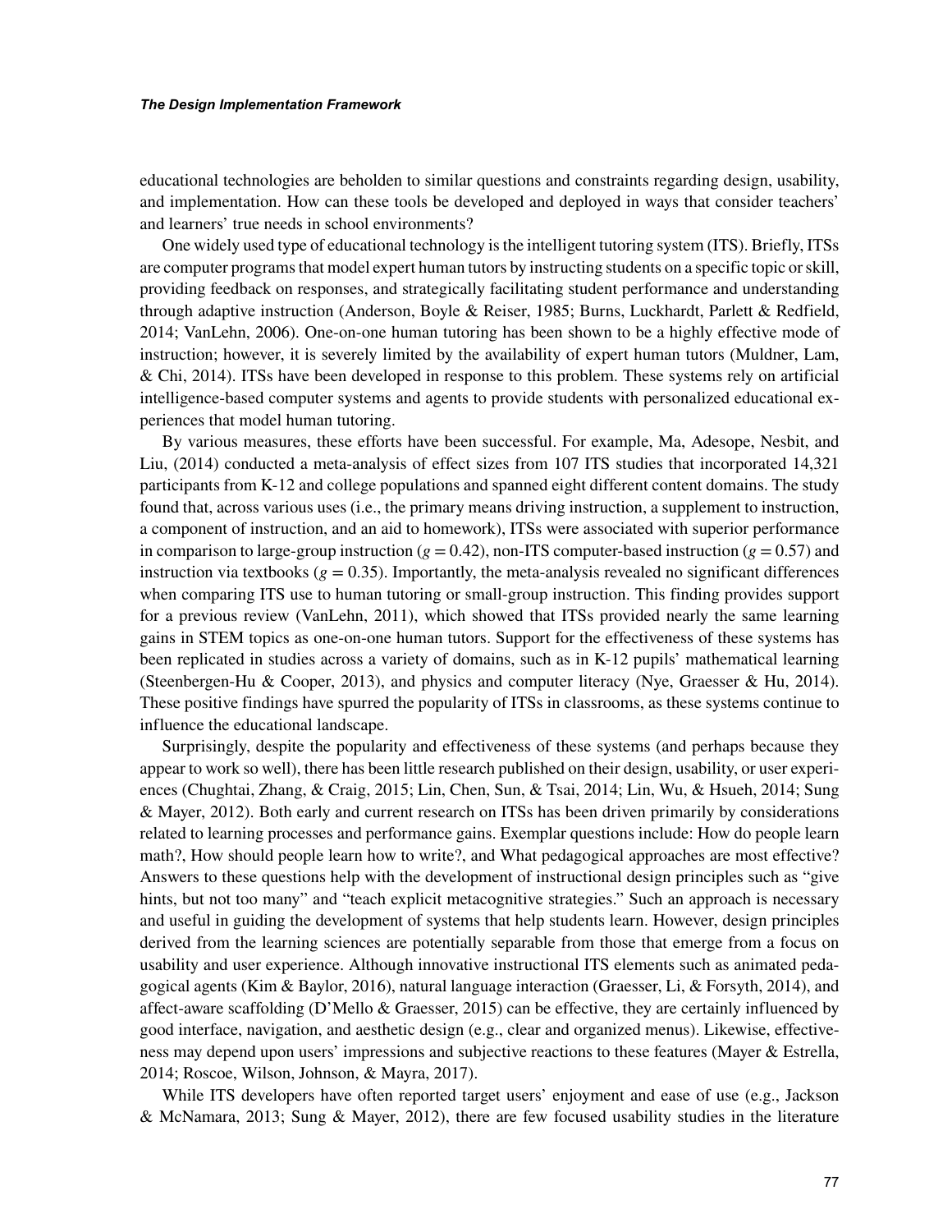educational technologies are beholden to similar questions and constraints regarding design, usability, and implementation. How can these tools be developed and deployed in ways that consider teachers' and learners' true needs in school environments?

One widely used type of educational technology is the intelligent tutoring system (ITS). Briefly, ITSs are computer programs that model expert human tutors by instructing students on a specific topic or skill, providing feedback on responses, and strategically facilitating student performance and understanding through adaptive instruction (Anderson, Boyle & Reiser, 1985; Burns, Luckhardt, Parlett & Redfield, 2014; VanLehn, 2006). One-on-one human tutoring has been shown to be a highly effective mode of instruction; however, it is severely limited by the availability of expert human tutors (Muldner, Lam, & Chi, 2014). ITSs have been developed in response to this problem. These systems rely on artificial intelligence-based computer systems and agents to provide students with personalized educational experiences that model human tutoring.

By various measures, these efforts have been successful. For example, Ma, Adesope, Nesbit, and Liu, (2014) conducted a meta-analysis of effect sizes from 107 ITS studies that incorporated 14,321 participants from K-12 and college populations and spanned eight different content domains. The study found that, across various uses (i.e., the primary means driving instruction, a supplement to instruction, a component of instruction, and an aid to homework), ITSs were associated with superior performance in comparison to large-group instruction ($g = 0.42$), non-ITS computer-based instruction ($g = 0.57$) and instruction via textbooks ($g = 0.35$). Importantly, the meta-analysis revealed no significant differences when comparing ITS use to human tutoring or small-group instruction. This finding provides support for a previous review (VanLehn, 2011), which showed that ITSs provided nearly the same learning gains in STEM topics as one-on-one human tutors. Support for the effectiveness of these systems has been replicated in studies across a variety of domains, such as in K-12 pupils' mathematical learning (Steenbergen-Hu & Cooper, 2013), and physics and computer literacy (Nye, Graesser & Hu, 2014). These positive findings have spurred the popularity of ITSs in classrooms, as these systems continue to influence the educational landscape.

Surprisingly, despite the popularity and effectiveness of these systems (and perhaps because they appear to work so well), there has been little research published on their design, usability, or user experiences (Chughtai, Zhang, & Craig, 2015; Lin, Chen, Sun, & Tsai, 2014; Lin, Wu, & Hsueh, 2014; Sung & Mayer, 2012). Both early and current research on ITSs has been driven primarily by considerations related to learning processes and performance gains. Exemplar questions include: How do people learn math?, How should people learn how to write?, and What pedagogical approaches are most effective? Answers to these questions help with the development of instructional design principles such as "give hints, but not too many" and "teach explicit metacognitive strategies." Such an approach is necessary and useful in guiding the development of systems that help students learn. However, design principles derived from the learning sciences are potentially separable from those that emerge from a focus on usability and user experience. Although innovative instructional ITS elements such as animated pedagogical agents (Kim & Baylor, 2016), natural language interaction (Graesser, Li, & Forsyth, 2014), and affect-aware scaffolding (D'Mello & Graesser, 2015) can be effective, they are certainly influenced by good interface, navigation, and aesthetic design (e.g., clear and organized menus). Likewise, effectiveness may depend upon users' impressions and subjective reactions to these features (Mayer & Estrella, 2014; Roscoe, Wilson, Johnson, & Mayra, 2017).

While ITS developers have often reported target users' enjoyment and ease of use (e.g., Jackson & McNamara, 2013; Sung & Mayer, 2012), there are few focused usability studies in the literature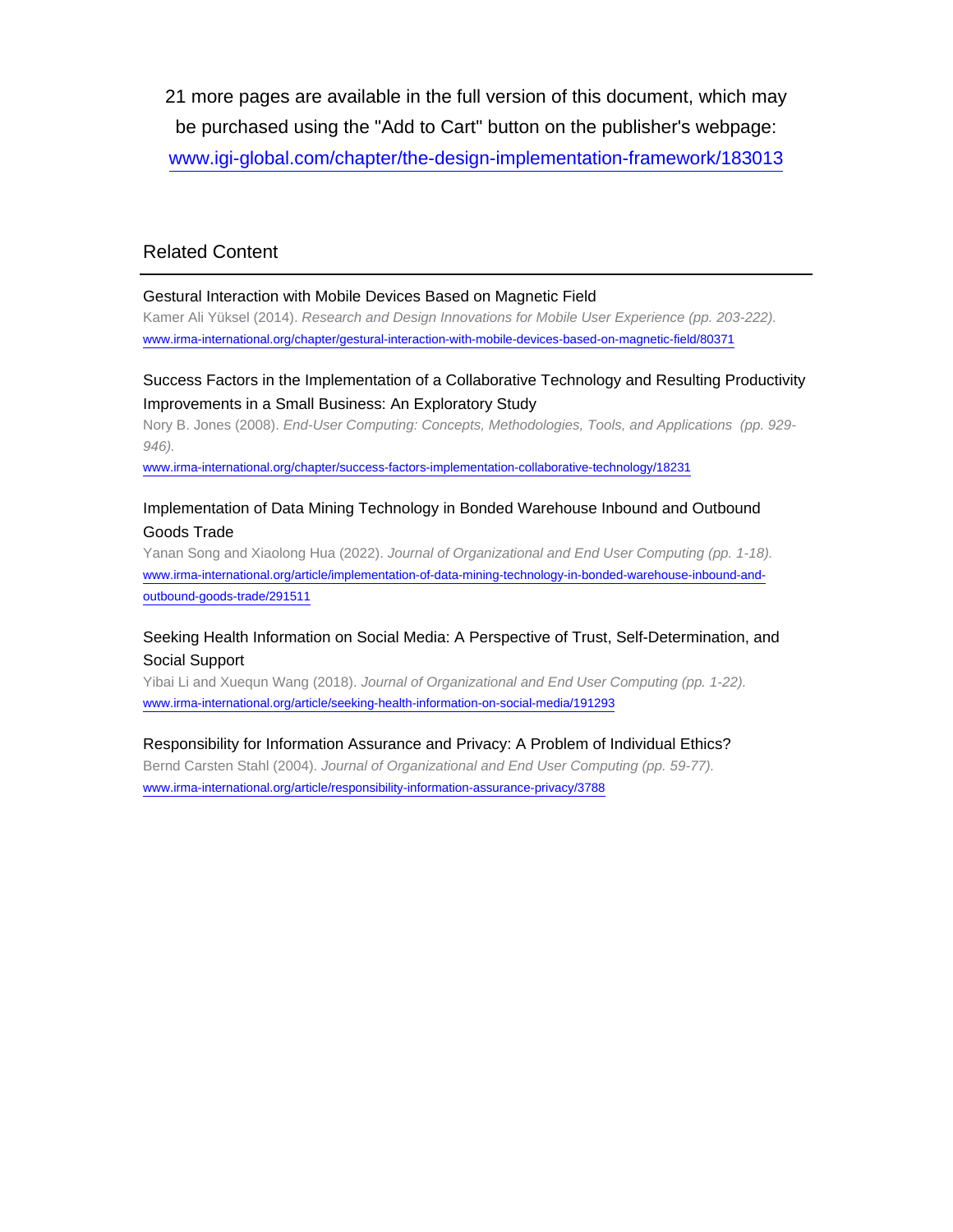21 more pages are available in the full version of this document, which may be purchased using the "Add to Cart" button on the publisher's webpage: [www.igi-global.com/chapter/the-design-implementation-framework/183013](www.igi-global.com/chapter/the-design-implementation-framework/183013)

## Related Content

Gestural Interaction with Mobile Devices Based on Magnetic Field
Kamer Ali Yüksel (2014). *Research and Design Innovations for Mobile User Experience (pp. 203-222).*
[www.irma-international.org/chapter/gestural-interaction-with-mobile-devices-based-on-magnetic-field/80371](www.irma-international.org/chapter/gestural-interaction-with-mobile-devices-based-on-magnetic-field/80371)

Success Factors in the Implementation of a Collaborative Technology and Resulting Productivity Improvements in a Small Business: An Exploratory Study
Nory B. Jones (2008). *End-User Computing: Concepts, Methodologies, Tools, and Applications (pp. 929-946).*
[www.irma-international.org/chapter/success-factors-implementation-collaborative-technology/18231](www.irma-international.org/chapter/success-factors-implementation-collaborative-technology/18231)

Implementation of Data Mining Technology in Bonded Warehouse Inbound and Outbound Goods Trade
Yanan Song and Xiaolong Hua (2022). *Journal of Organizational and End User Computing (pp. 1-18).*
[www.irma-international.org/article/implementation-of-data-mining-technology-in-bonded-warehouse-inbound-and-outbound-goods-trade/291511](www.irma-international.org/article/implementation-of-data-mining-technology-in-bonded-warehouse-inbound-and-outbound-goods-trade/291511)

Seeking Health Information on Social Media: A Perspective of Trust, Self-Determination, and Social Support
Yibai Li and Xuequn Wang (2018). *Journal of Organizational and End User Computing (pp. 1-22).*
[www.irma-international.org/article/seeking-health-information-on-social-media/191293](www.irma-international.org/article/seeking-health-information-on-social-media/191293)

Responsibility for Information Assurance and Privacy: A Problem of Individual Ethics?
Bernd Carsten Stahl (2004). *Journal of Organizational and End User Computing (pp. 59-77).*
[www.irma-international.org/article/responsibility-information-assurance-privacy/3788](www.irma-international.org/article/responsibility-information-assurance-privacy/3788)